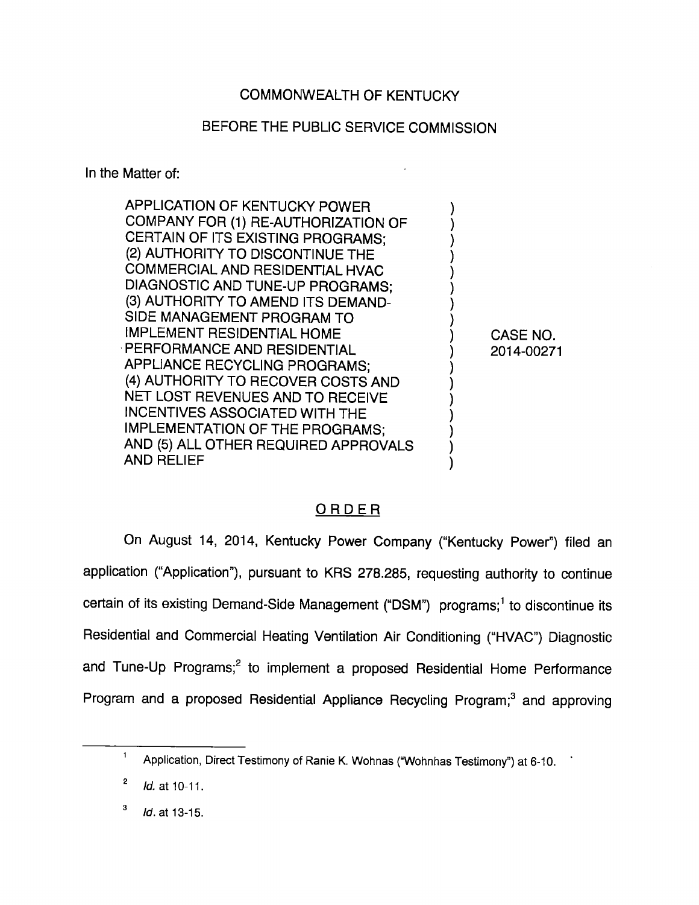COMMONWEALTH OF KENTUCKY

BEFORE THE PUBLIC SERVICE COMMISSION

In the Matter of:

| | | |
|---|---|---|
| APPLICATION OF KENTUCKY POWER COMPANY FOR (1) RE-AUTHORIZATION OF CERTAIN OF ITS EXISTING PROGRAMS; (2) AUTHORITY TO DISCONTINUE THE COMMERCIAL AND RESIDENTIAL HVAC DIAGNOSTIC AND TUNE-UP PROGRAMS; (3) AUTHORITY TO AMEND ITS DEMAND-SIDE MANAGEMENT PROGRAM TO IMPLEMENT RESIDENTIAL HOME PERFORMANCE AND RESIDENTIAL APPLIANCE RECYCLING PROGRAMS; (4) AUTHORITY TO RECOVER COSTS AND NET LOST REVENUES AND TO RECEIVE INCENTIVES ASSOCIATED WITH THE IMPLEMENTATION OF THE PROGRAMS; AND (5) ALL OTHER REQUIRED APPROVALS AND RELIEF | ) | CASE NO. 2014-00271 |

## ORDER

On August 14, 2014, Kentucky Power Company ("Kentucky Power") filed an application ("Application"), pursuant to KRS 278.285, requesting authority to continue certain of its existing Demand-Side Management ("DSM") programs;[1] to discontinue its Residential and Commercial Heating Ventilation Air Conditioning ("HVAC") Diagnostic and Tune-Up Programs;[2] to implement a proposed Residential Home Performance Program and a proposed Residential Appliance Recycling Program;[3] and approving

---

[1] Application, Direct Testimony of Ranie K. Wohnas ("Wohnhas Testimony") at 6-10.

[2] *Id.* at 10-11.

[3] *Id.* at 13-15.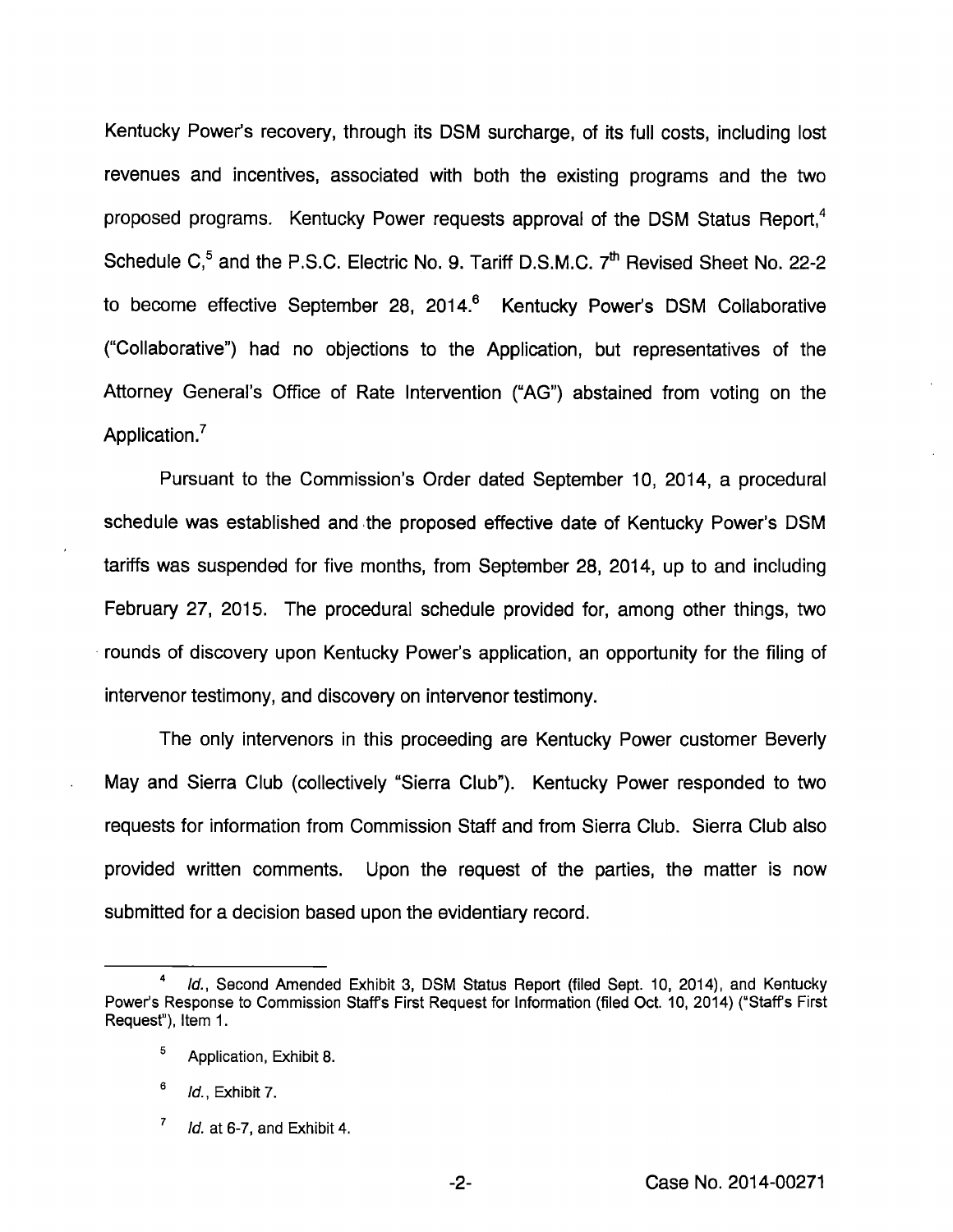Kentucky Power's recovery, through its DSM surcharge, of its full costs, including lost revenues and incentives, associated with both the existing programs and the two proposed programs. Kentucky Power requests approval of the DSM Status Report,[4] Schedule C,[5] and the P.S.C. Electric No. 9. Tariff D.S.M.C. 7th Revised Sheet No. 22-2 to become effective September 28, 2014.[6] Kentucky Power's DSM Collaborative ("Collaborative") had no objections to the Application, but representatives of the Attorney General's Office of Rate Intervention ("AG") abstained from voting on the Application.[7]

Pursuant to the Commission's Order dated September 10, 2014, a procedural schedule was established and the proposed effective date of Kentucky Power's DSM tariffs was suspended for five months, from September 28, 2014, up to and including February 27, 2015. The procedural schedule provided for, among other things, two rounds of discovery upon Kentucky Power's application, an opportunity for the filing of intervenor testimony, and discovery on intervenor testimony.

The only intervenors in this proceeding are Kentucky Power customer Beverly May and Sierra Club (collectively "Sierra Club"). Kentucky Power responded to two requests for information from Commission Staff and from Sierra Club. Sierra Club also provided written comments. Upon the request of the parties, the matter is now submitted for a decision based upon the evidentiary record.

---

[4] *Id.*, Second Amended Exhibit 3, DSM Status Report (filed Sept. 10, 2014), and Kentucky Power's Response to Commission Staff's First Request for Information (filed Oct. 10, 2014) ("Staff's First Request"), Item 1.

[5] Application, Exhibit 8.

[6] *Id.*, Exhibit 7.

[7] *Id.* at 6-7, and Exhibit 4.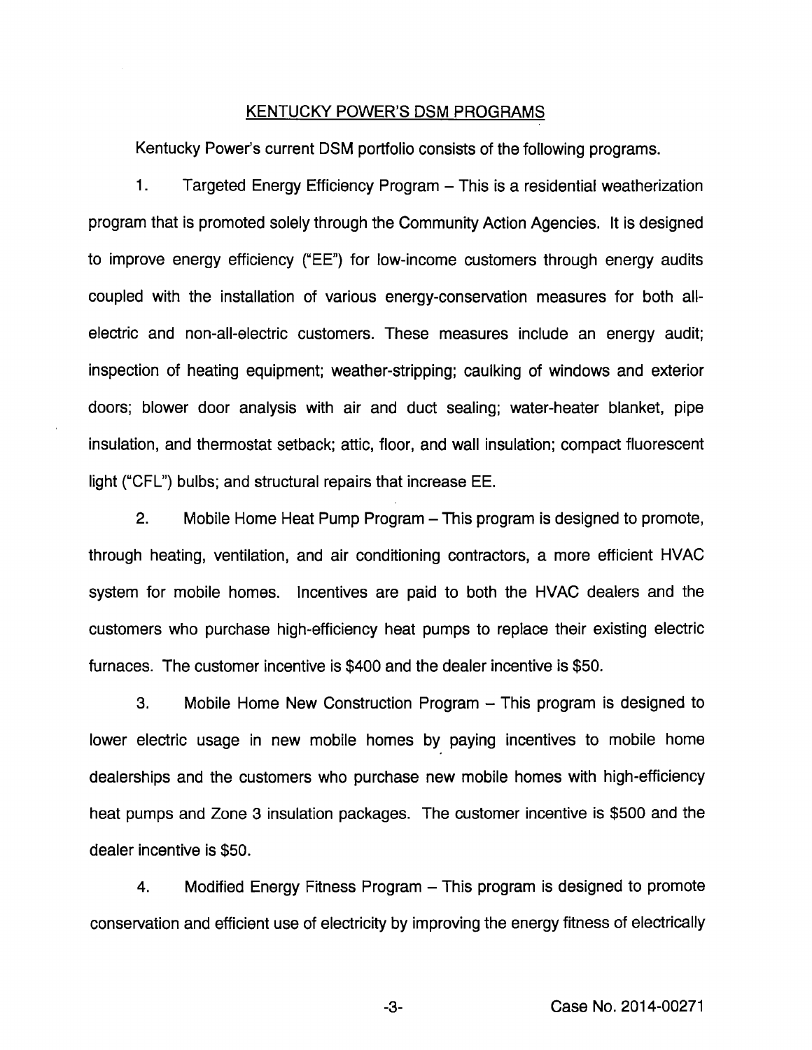## KENTUCKY POWER'S DSM PROGRAMS

Kentucky Power's current DSM portfolio consists of the following programs.

1. Targeted Energy Efficiency Program – This is a residential weatherization program that is promoted solely through the Community Action Agencies. It is designed to improve energy efficiency ("EE") for low-income customers through energy audits coupled with the installation of various energy-conservation measures for both all-electric and non-all-electric customers. These measures include an energy audit; inspection of heating equipment; weather-stripping; caulking of windows and exterior doors; blower door analysis with air and duct sealing; water-heater blanket, pipe insulation, and thermostat setback; attic, floor, and wall insulation; compact fluorescent light ("CFL") bulbs; and structural repairs that increase EE.

2. Mobile Home Heat Pump Program – This program is designed to promote, through heating, ventilation, and air conditioning contractors, a more efficient HVAC system for mobile homes. Incentives are paid to both the HVAC dealers and the customers who purchase high-efficiency heat pumps to replace their existing electric furnaces. The customer incentive is $400 and the dealer incentive is $50.

3. Mobile Home New Construction Program – This program is designed to lower electric usage in new mobile homes by paying incentives to mobile home dealerships and the customers who purchase new mobile homes with high-efficiency heat pumps and Zone 3 insulation packages. The customer incentive is $500 and the dealer incentive is $50.

4. Modified Energy Fitness Program – This program is designed to promote conservation and efficient use of electricity by improving the energy fitness of electrically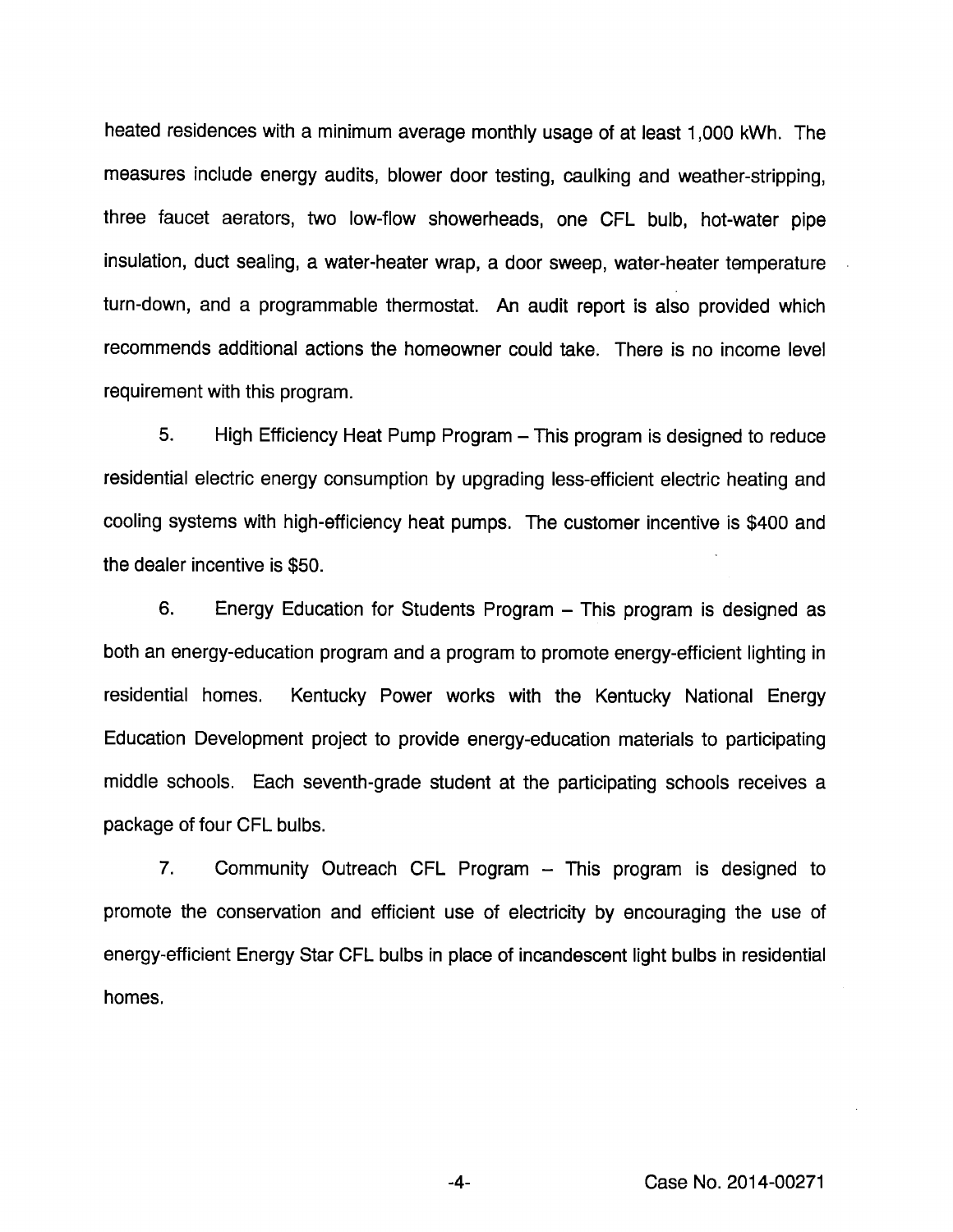heated residences with a minimum average monthly usage of at least 1,000 kWh. The measures include energy audits, blower door testing, caulking and weather-stripping, three faucet aerators, two low-flow showerheads, one CFL bulb, hot-water pipe insulation, duct sealing, a water-heater wrap, a door sweep, water-heater temperature turn-down, and a programmable thermostat. An audit report is also provided which recommends additional actions the homeowner could take. There is no income level requirement with this program.

5. High Efficiency Heat Pump Program – This program is designed to reduce residential electric energy consumption by upgrading less-efficient electric heating and cooling systems with high-efficiency heat pumps. The customer incentive is $400 and the dealer incentive is $50.

6. Energy Education for Students Program – This program is designed as both an energy-education program and a program to promote energy-efficient lighting in residential homes. Kentucky Power works with the Kentucky National Energy Education Development project to provide energy-education materials to participating middle schools. Each seventh-grade student at the participating schools receives a package of four CFL bulbs.

7. Community Outreach CFL Program – This program is designed to promote the conservation and efficient use of electricity by encouraging the use of energy-efficient Energy Star CFL bulbs in place of incandescent light bulbs in residential homes.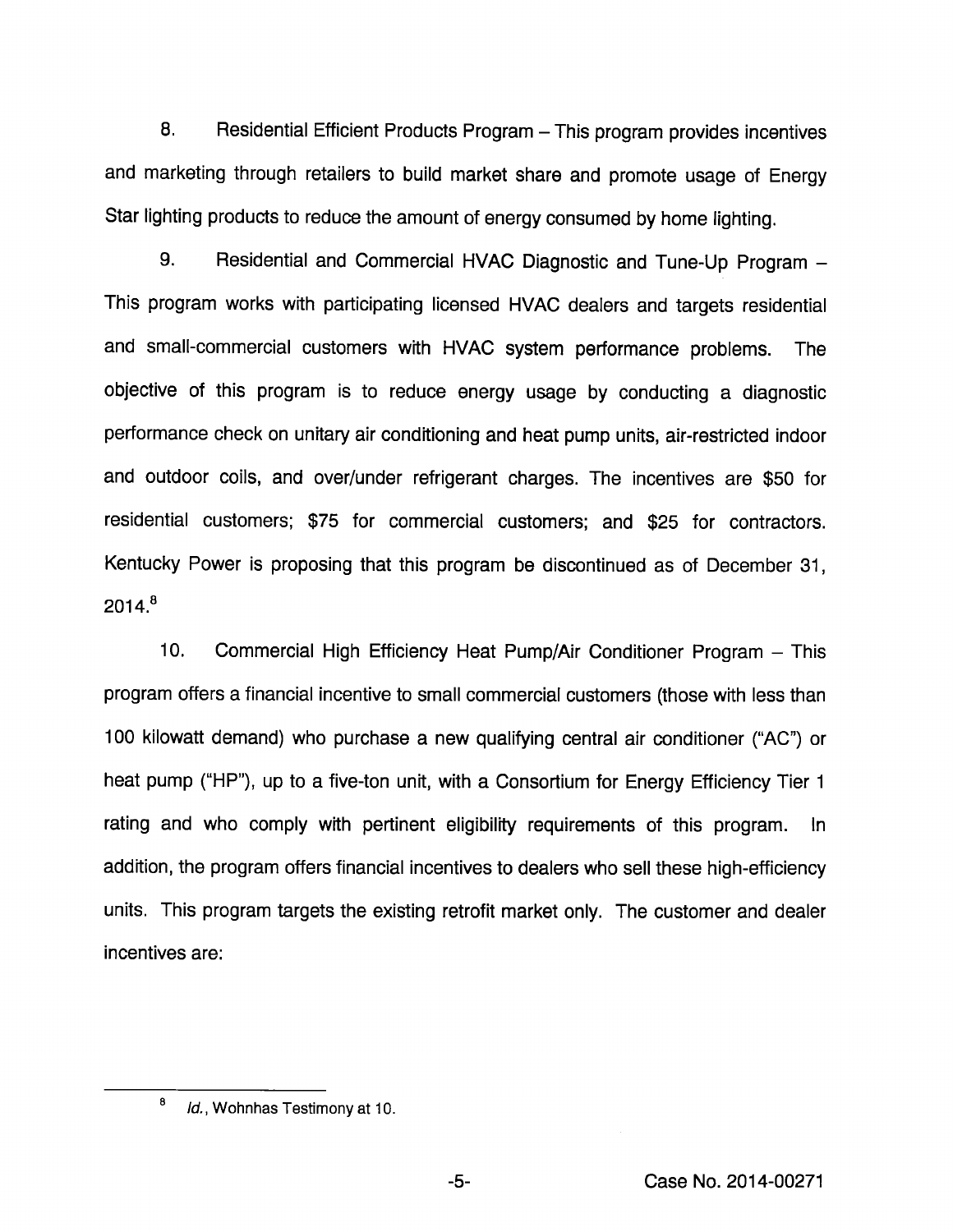8. Residential Efficient Products Program – This program provides incentives and marketing through retailers to build market share and promote usage of Energy Star lighting products to reduce the amount of energy consumed by home lighting.

9. Residential and Commercial HVAC Diagnostic and Tune-Up Program – This program works with participating licensed HVAC dealers and targets residential and small-commercial customers with HVAC system performance problems. The objective of this program is to reduce energy usage by conducting a diagnostic performance check on unitary air conditioning and heat pump units, air-restricted indoor and outdoor coils, and over/under refrigerant charges. The incentives are $50 for residential customers; $75 for commercial customers; and $25 for contractors. Kentucky Power is proposing that this program be discontinued as of December 31, 2014.[8]

10. Commercial High Efficiency Heat Pump/Air Conditioner Program – This program offers a financial incentive to small commercial customers (those with less than 100 kilowatt demand) who purchase a new qualifying central air conditioner ("AC") or heat pump ("HP"), up to a five-ton unit, with a Consortium for Energy Efficiency Tier 1 rating and who comply with pertinent eligibility requirements of this program. In addition, the program offers financial incentives to dealers who sell these high-efficiency units. This program targets the existing retrofit market only. The customer and dealer incentives are:

[8] *Id.*, Wohnhas Testimony at 10.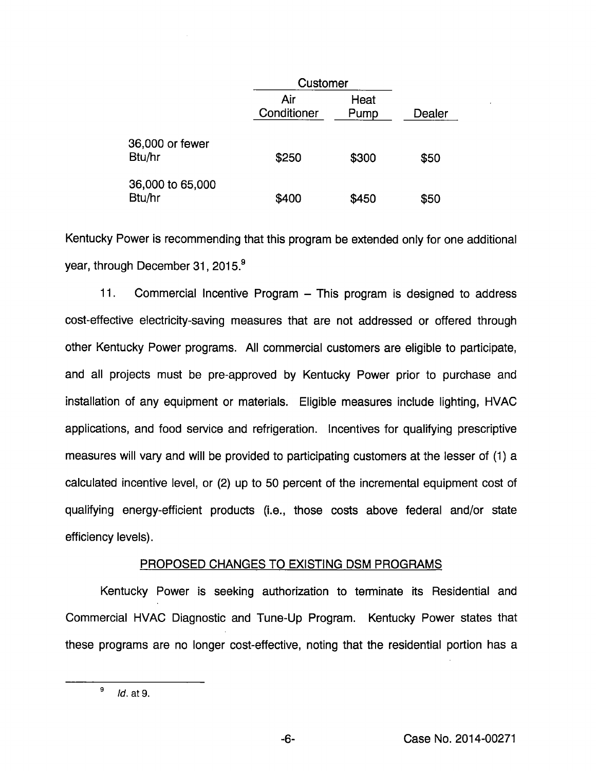| | Customer | | |
|---|---|---|---|
| | Air Conditioner | Heat Pump | Dealer |
| 36,000 or fewer Btu/hr | $250 | $300 | $50 |
| 36,000 to 65,000 Btu/hr | $400 | $450 | $50 |

Kentucky Power is recommending that this program be extended only for one additional year, through December 31, 2015.[9]

11. Commercial Incentive Program – This program is designed to address cost-effective electricity-saving measures that are not addressed or offered through other Kentucky Power programs. All commercial customers are eligible to participate, and all projects must be pre-approved by Kentucky Power prior to purchase and installation of any equipment or materials. Eligible measures include lighting, HVAC applications, and food service and refrigeration. Incentives for qualifying prescriptive measures will vary and will be provided to participating customers at the lesser of (1) a calculated incentive level, or (2) up to 50 percent of the incremental equipment cost of qualifying energy-efficient products (i.e., those costs above federal and/or state efficiency levels).

## PROPOSED CHANGES TO EXISTING DSM PROGRAMS

Kentucky Power is seeking authorization to terminate its Residential and Commercial HVAC Diagnostic and Tune-Up Program. Kentucky Power states that these programs are no longer cost-effective, noting that the residential portion has a

---

[9] *Id.* at 9.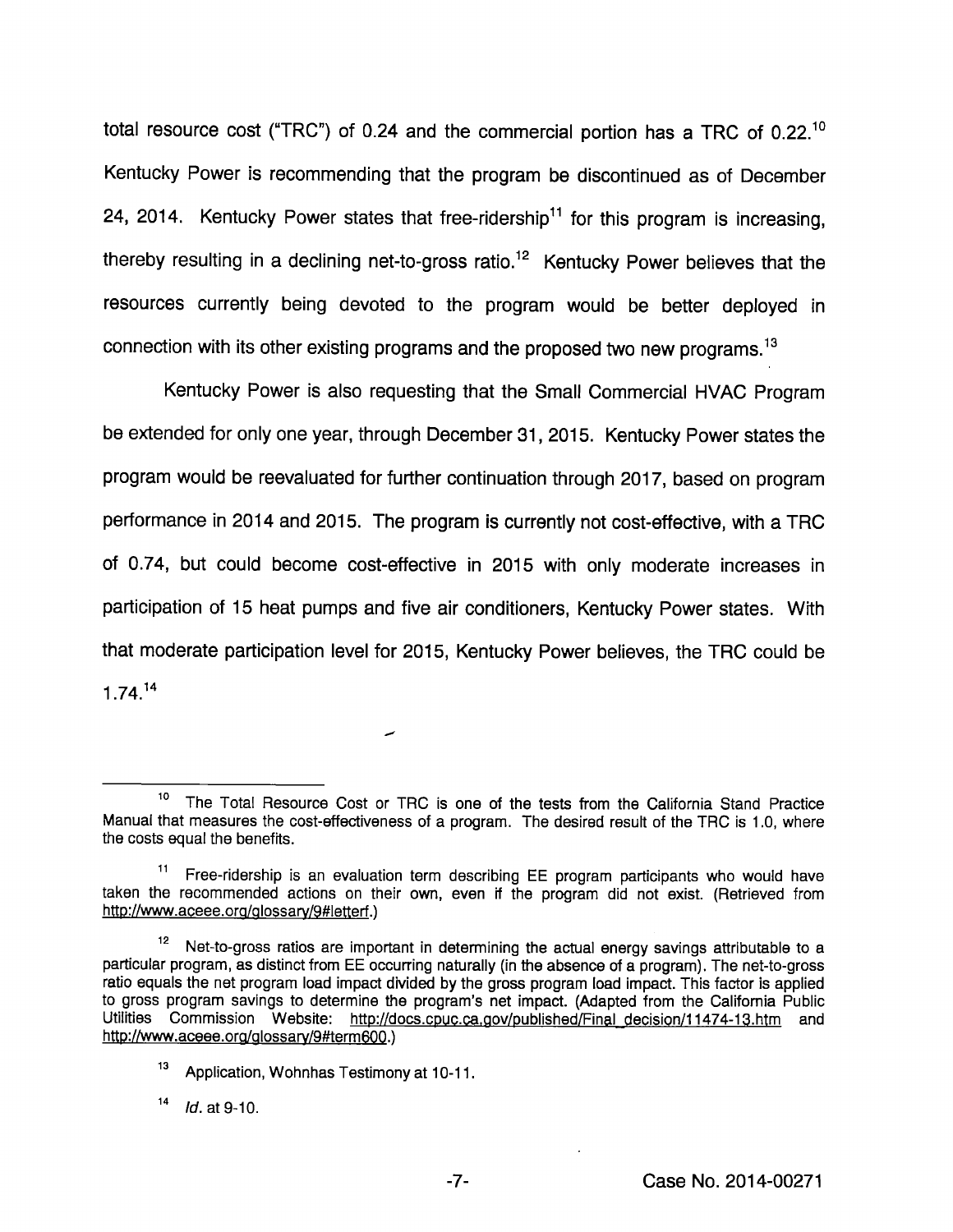total resource cost ("TRC") of 0.24 and the commercial portion has a TRC of 0.22.[10] Kentucky Power is recommending that the program be discontinued as of December 24, 2014. Kentucky Power states that free-ridership[11] for this program is increasing, thereby resulting in a declining net-to-gross ratio.[12] Kentucky Power believes that the resources currently being devoted to the program would be better deployed in connection with its other existing programs and the proposed two new programs.[13]

Kentucky Power is also requesting that the Small Commercial HVAC Program be extended for only one year, through December 31, 2015. Kentucky Power states the program would be reevaluated for further continuation through 2017, based on program performance in 2014 and 2015. The program is currently not cost-effective, with a TRC of 0.74, but could become cost-effective in 2015 with only moderate increases in participation of 15 heat pumps and five air conditioners, Kentucky Power states. With that moderate participation level for 2015, Kentucky Power believes, the TRC could be 1.74.[14]

---

[10] The Total Resource Cost or TRC is one of the tests from the California Stand Practice Manual that measures the cost-effectiveness of a program. The desired result of the TRC is 1.0, where the costs equal the benefits.

[11] Free-ridership is an evaluation term describing EE program participants who would have taken the recommended actions on their own, even if the program did not exist. (Retrieved from http://www.aceee.org/glossary/9#letterf.)

[12] Net-to-gross ratios are important in determining the actual energy savings attributable to a particular program, as distinct from EE occurring naturally (in the absence of a program). The net-to-gross ratio equals the net program load impact divided by the gross program load impact. This factor is applied to gross program savings to determine the program's net impact. (Adapted from the California Public Utilities Commission Website: http://docs.cpuc.ca.gov/published/Final_decision/11474-13.htm and http://www.aceee.org/glossary/9#term600.)

[13] Application, Wohnhas Testimony at 10-11.

[14] *Id.* at 9-10.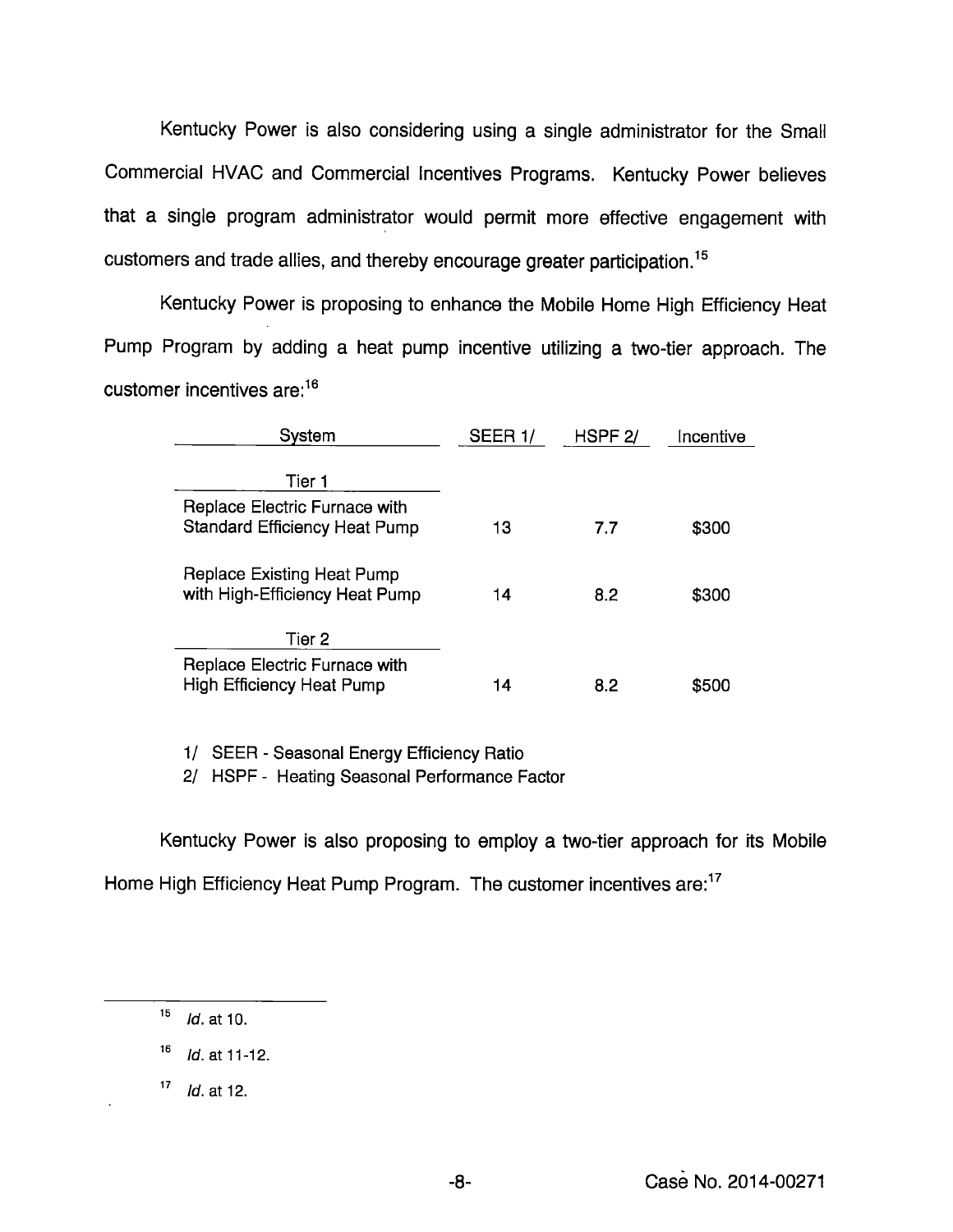Kentucky Power is also considering using a single administrator for the Small Commercial HVAC and Commercial Incentives Programs. Kentucky Power believes that a single program administrator would permit more effective engagement with customers and trade allies, and thereby encourage greater participation.[15]

Kentucky Power is proposing to enhance the Mobile Home High Efficiency Heat Pump Program by adding a heat pump incentive utilizing a two-tier approach. The customer incentives are:[16]

| System | SEER 1/ | HSPF 2/ | Incentive |
|---|---|---|---|
| Tier 1 | | | |
| Replace Electric Furnace with Standard Efficiency Heat Pump | 13 | 7.7 | $300 |
| Replace Existing Heat Pump with High-Efficiency Heat Pump | 14 | 8.2 | $300 |
| Tier 2 | | | |
| Replace Electric Furnace with High Efficiency Heat Pump | 14 | 8.2 | $500 |

1/ SEER - Seasonal Energy Efficiency Ratio

2/ HSPF - Heating Seasonal Performance Factor

Kentucky Power is also proposing to employ a two-tier approach for its Mobile Home High Efficiency Heat Pump Program. The customer incentives are:[17]

---

[15] *Id.* at 10.

[16] *Id.* at 11-12.

[17] *Id.* at 12.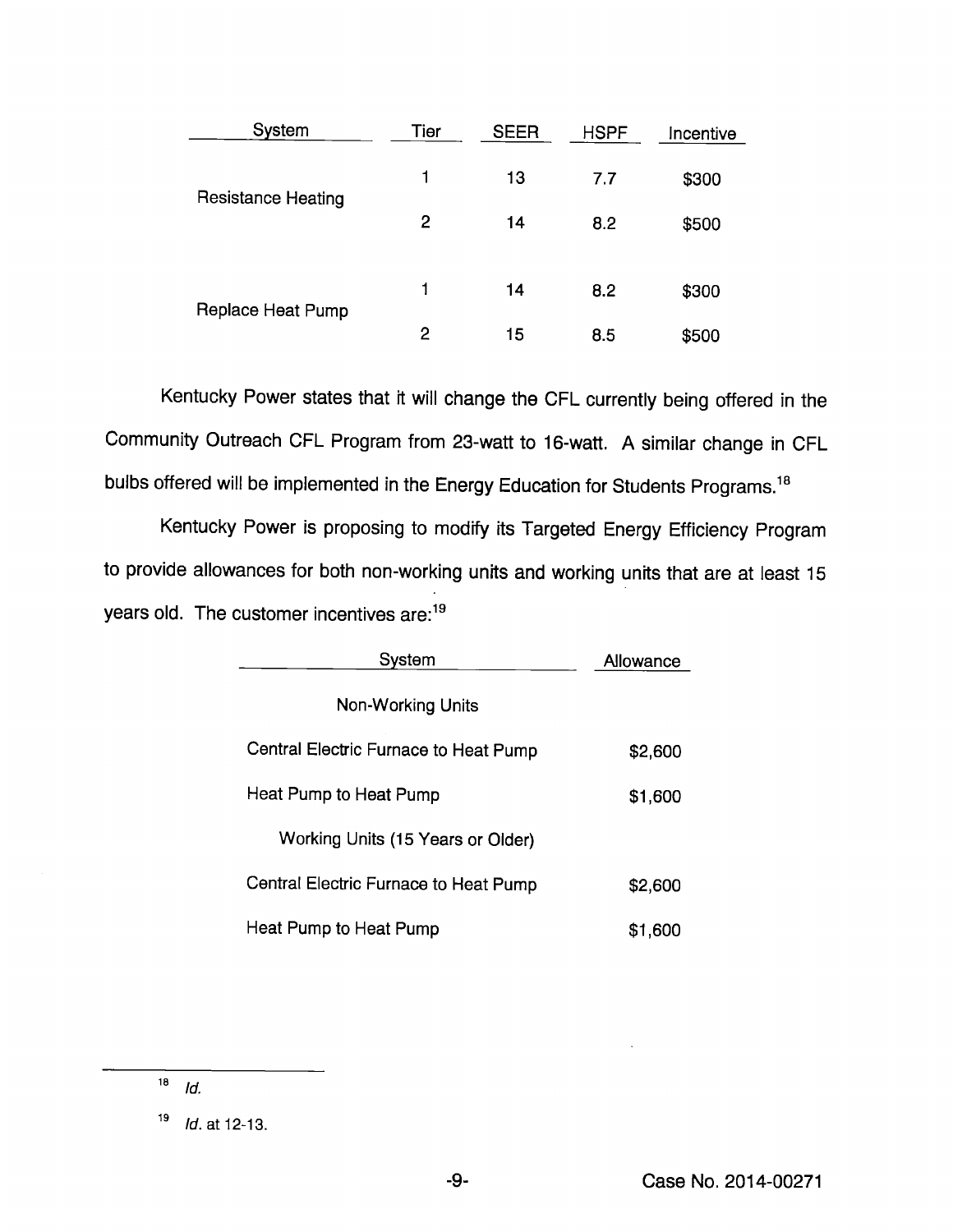| System | Tier | SEER | HSPF | Incentive |
|---|---|---|---|---|
| Resistance Heating | 1 | 13 | 7.7 | $300 |
| | 2 | 14 | 8.2 | $500 |
| Replace Heat Pump | 1 | 14 | 8.2 | $300 |
| | 2 | 15 | 8.5 | $500 |

Kentucky Power states that it will change the CFL currently being offered in the Community Outreach CFL Program from 23-watt to 16-watt. A similar change in CFL bulbs offered will be implemented in the Energy Education for Students Programs.[18]

Kentucky Power is proposing to modify its Targeted Energy Efficiency Program to provide allowances for both non-working units and working units that are at least 15 years old. The customer incentives are:[19]

| System | Allowance |
|---|---|
| Non-Working Units | |
| Central Electric Furnace to Heat Pump | $2,600 |
| Heat Pump to Heat Pump | $1,600 |
| Working Units (15 Years or Older) | |
| Central Electric Furnace to Heat Pump | $2,600 |
| Heat Pump to Heat Pump | $1,600 |

---

[18] *Id.*

[19] *Id.* at 12-13.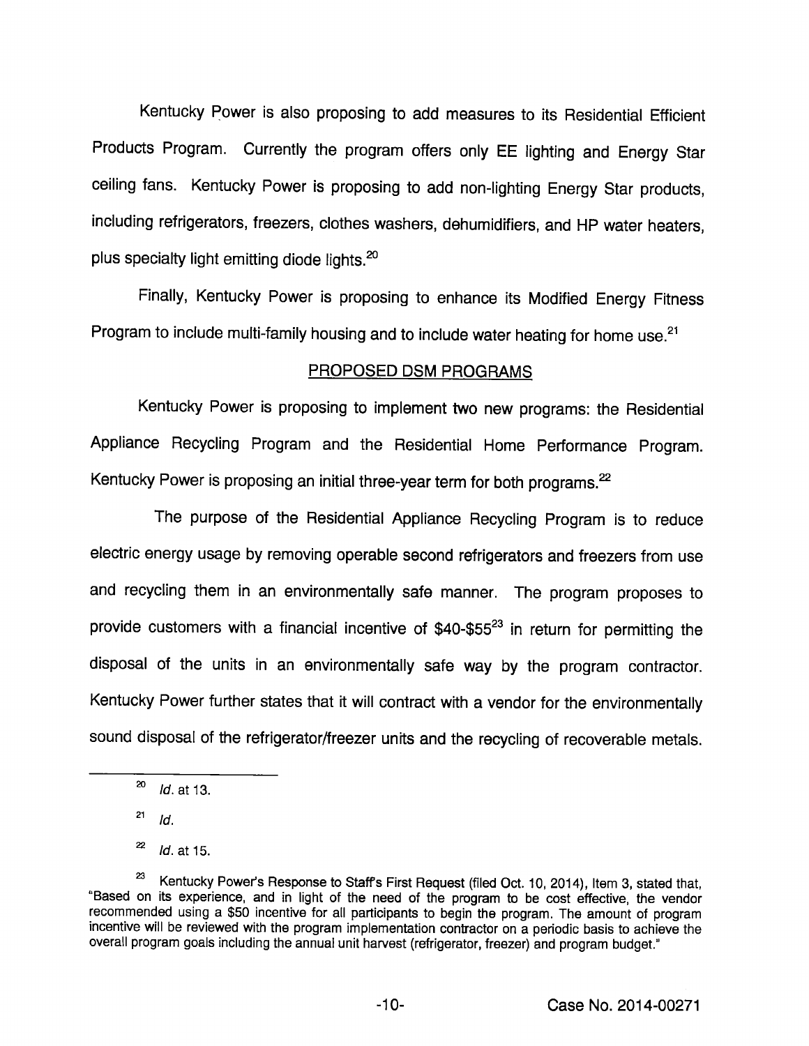Kentucky Power is also proposing to add measures to its Residential Efficient Products Program. Currently the program offers only EE lighting and Energy Star ceiling fans. Kentucky Power is proposing to add non-lighting Energy Star products, including refrigerators, freezers, clothes washers, dehumidifiers, and HP water heaters, plus specialty light emitting diode lights.[20]

Finally, Kentucky Power is proposing to enhance its Modified Energy Fitness Program to include multi-family housing and to include water heating for home use.[21]

PROPOSED DSM PROGRAMS

Kentucky Power is proposing to implement two new programs: the Residential Appliance Recycling Program and the Residential Home Performance Program. Kentucky Power is proposing an initial three-year term for both programs.[22]

The purpose of the Residential Appliance Recycling Program is to reduce electric energy usage by removing operable second refrigerators and freezers from use and recycling them in an environmentally safe manner. The program proposes to provide customers with a financial incentive of $40-$55[23] in return for permitting the disposal of the units in an environmentally safe way by the program contractor. Kentucky Power further states that it will contract with a vendor for the environmentally sound disposal of the refrigerator/freezer units and the recycling of recoverable metals.

---

[20] *Id.* at 13.

[21] *Id.*

[22] *Id.* at 15.

[23] Kentucky Power's Response to Staff's First Request (filed Oct. 10, 2014), Item 3, stated that, "Based on its experience, and in light of the need of the program to be cost effective, the vendor recommended using a $50 incentive for all participants to begin the program. The amount of program incentive will be reviewed with the program implementation contractor on a periodic basis to achieve the overall program goals including the annual unit harvest (refrigerator, freezer) and program budget."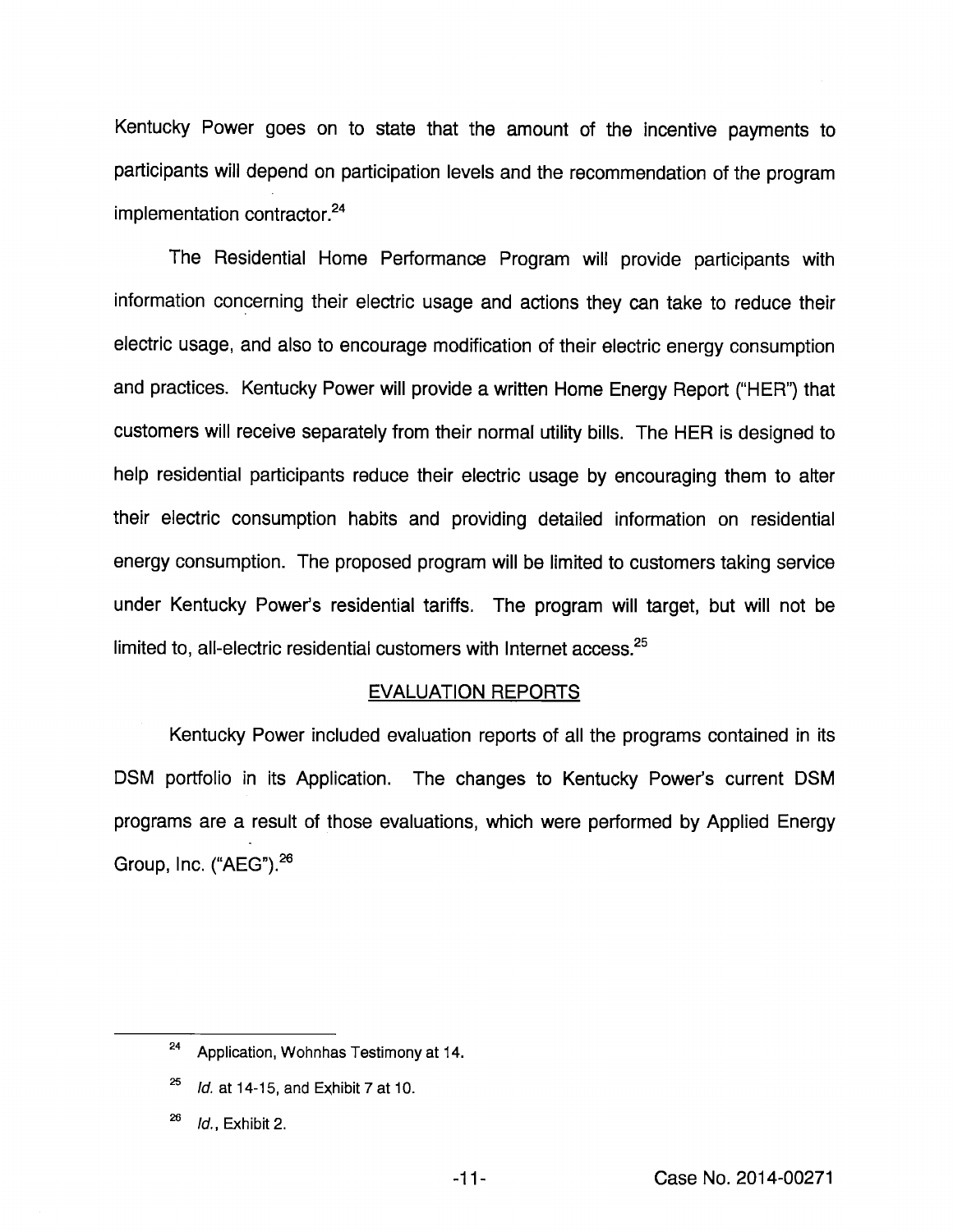Kentucky Power goes on to state that the amount of the incentive payments to participants will depend on participation levels and the recommendation of the program implementation contractor.[24]

The Residential Home Performance Program will provide participants with information concerning their electric usage and actions they can take to reduce their electric usage, and also to encourage modification of their electric energy consumption and practices. Kentucky Power will provide a written Home Energy Report ("HER") that customers will receive separately from their normal utility bills. The HER is designed to help residential participants reduce their electric usage by encouraging them to alter their electric consumption habits and providing detailed information on residential energy consumption. The proposed program will be limited to customers taking service under Kentucky Power's residential tariffs. The program will target, but will not be limited to, all-electric residential customers with Internet access.[25]

## EVALUATION REPORTS

Kentucky Power included evaluation reports of all the programs contained in its DSM portfolio in its Application. The changes to Kentucky Power's current DSM programs are a result of those evaluations, which were performed by Applied Energy Group, Inc. ("AEG").[26]

---

[24] Application, Wohnhas Testimony at 14.

[25] *Id.* at 14-15, and Exhibit 7 at 10.

[26] *Id.*, Exhibit 2.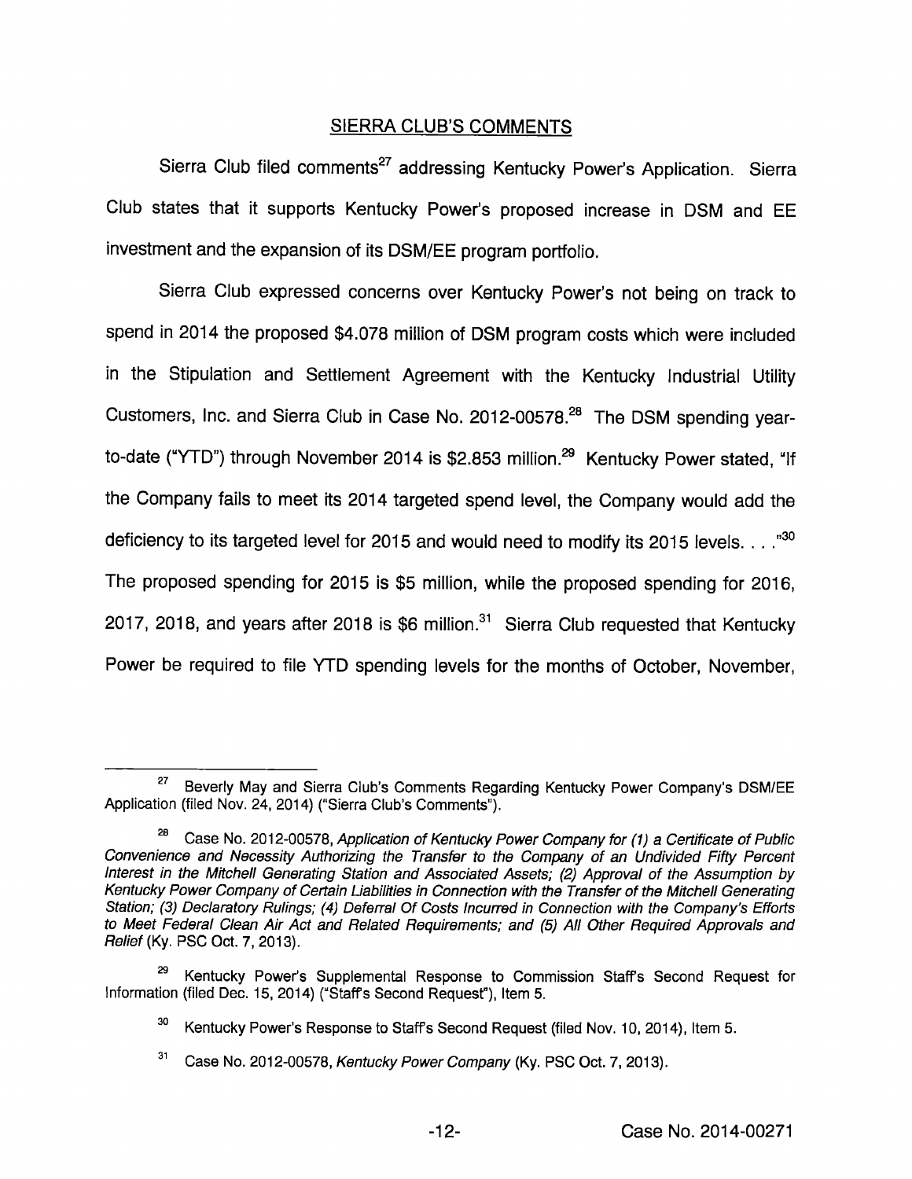## SIERRA CLUB'S COMMENTS

Sierra Club filed comments[27] addressing Kentucky Power's Application. Sierra Club states that it supports Kentucky Power's proposed increase in DSM and EE investment and the expansion of its DSM/EE program portfolio.

Sierra Club expressed concerns over Kentucky Power's not being on track to spend in 2014 the proposed $4.078 million of DSM program costs which were included in the Stipulation and Settlement Agreement with the Kentucky Industrial Utility Customers, Inc. and Sierra Club in Case No. 2012-00578.[28] The DSM spending year-to-date ("YTD") through November 2014 is $2.853 million.[29] Kentucky Power stated, "If the Company fails to meet its 2014 targeted spend level, the Company would add the deficiency to its targeted level for 2015 and would need to modify its 2015 levels. . . ."[30] The proposed spending for 2015 is $5 million, while the proposed spending for 2016, 2017, 2018, and years after 2018 is $6 million.[31] Sierra Club requested that Kentucky Power be required to file YTD spending levels for the months of October, November,

---

[27] Beverly May and Sierra Club's Comments Regarding Kentucky Power Company's DSM/EE Application (filed Nov. 24, 2014) ("Sierra Club's Comments").

[28] Case No. 2012-00578, *Application of Kentucky Power Company for (1) a Certificate of Public Convenience and Necessity Authorizing the Transfer to the Company of an Undivided Fifty Percent Interest in the Mitchell Generating Station and Associated Assets; (2) Approval of the Assumption by Kentucky Power Company of Certain Liabilities in Connection with the Transfer of the Mitchell Generating Station; (3) Declaratory Rulings; (4) Deferral Of Costs Incurred in Connection with the Company's Efforts to Meet Federal Clean Air Act and Related Requirements; and (5) All Other Required Approvals and Relief* (Ky. PSC Oct. 7, 2013).

[29] Kentucky Power's Supplemental Response to Commission Staff's Second Request for Information (filed Dec. 15, 2014) ("Staff's Second Request"), Item 5.

[30] Kentucky Power's Response to Staff's Second Request (filed Nov. 10, 2014), Item 5.

[31] Case No. 2012-00578, *Kentucky Power Company* (Ky. PSC Oct. 7, 2013).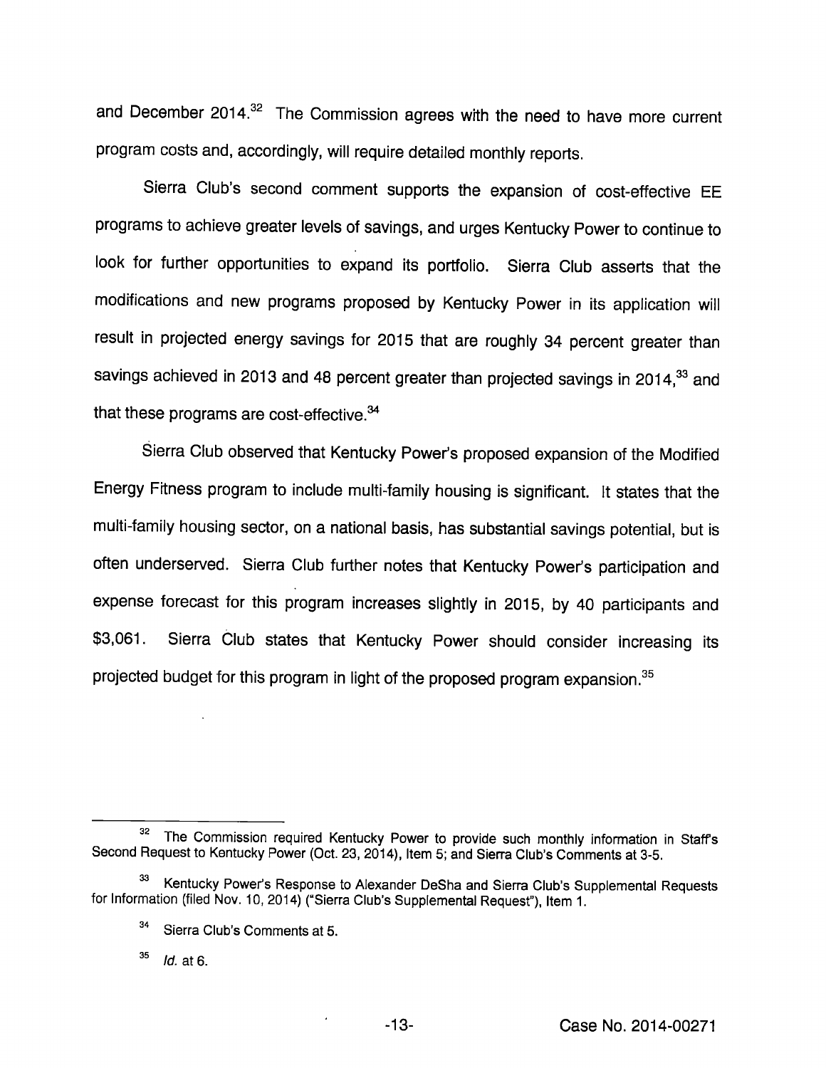and December 2014.[32] The Commission agrees with the need to have more current program costs and, accordingly, will require detailed monthly reports.

Sierra Club's second comment supports the expansion of cost-effective EE programs to achieve greater levels of savings, and urges Kentucky Power to continue to look for further opportunities to expand its portfolio. Sierra Club asserts that the modifications and new programs proposed by Kentucky Power in its application will result in projected energy savings for 2015 that are roughly 34 percent greater than savings achieved in 2013 and 48 percent greater than projected savings in 2014,[33] and that these programs are cost-effective.[34]

Sierra Club observed that Kentucky Power's proposed expansion of the Modified Energy Fitness program to include multi-family housing is significant. It states that the multi-family housing sector, on a national basis, has substantial savings potential, but is often underserved. Sierra Club further notes that Kentucky Power's participation and expense forecast for this program increases slightly in 2015, by 40 participants and $3,061. Sierra Club states that Kentucky Power should consider increasing its projected budget for this program in light of the proposed program expansion.[35]

---

[32] The Commission required Kentucky Power to provide such monthly information in Staff's Second Request to Kentucky Power (Oct. 23, 2014), Item 5; and Sierra Club's Comments at 3-5.

[33] Kentucky Power's Response to Alexander DeSha and Sierra Club's Supplemental Requests for Information (filed Nov. 10, 2014) ("Sierra Club's Supplemental Request"), Item 1.

[34] Sierra Club's Comments at 5.

[35] *Id.* at 6.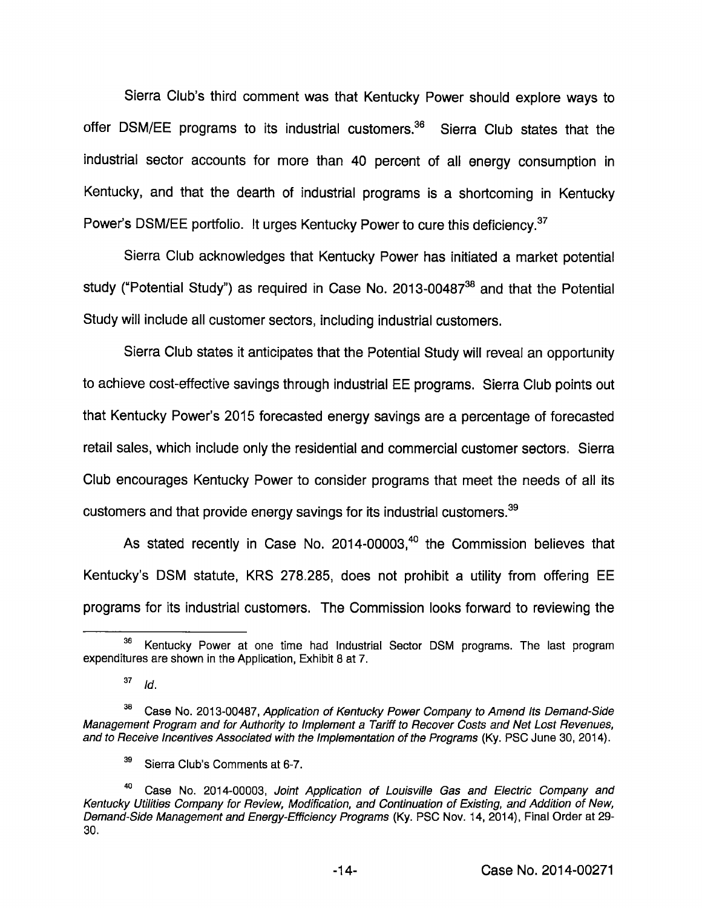Sierra Club's third comment was that Kentucky Power should explore ways to offer DSM/EE programs to its industrial customers.[36] Sierra Club states that the industrial sector accounts for more than 40 percent of all energy consumption in Kentucky, and that the dearth of industrial programs is a shortcoming in Kentucky Power's DSM/EE portfolio. It urges Kentucky Power to cure this deficiency.[37]

Sierra Club acknowledges that Kentucky Power has initiated a market potential study ("Potential Study") as required in Case No. 2013-00487[38] and that the Potential Study will include all customer sectors, including industrial customers.

Sierra Club states it anticipates that the Potential Study will reveal an opportunity to achieve cost-effective savings through industrial EE programs. Sierra Club points out that Kentucky Power's 2015 forecasted energy savings are a percentage of forecasted retail sales, which include only the residential and commercial customer sectors. Sierra Club encourages Kentucky Power to consider programs that meet the needs of all its customers and that provide energy savings for its industrial customers.[39]

As stated recently in Case No. 2014-00003,[40] the Commission believes that Kentucky's DSM statute, KRS 278.285, does not prohibit a utility from offering EE programs for its industrial customers. The Commission looks forward to reviewing the

---

[36] Kentucky Power at one time had Industrial Sector DSM programs. The last program expenditures are shown in the Application, Exhibit 8 at 7.

[37] *Id.*

[38] Case No. 2013-00487, *Application of Kentucky Power Company to Amend Its Demand-Side Management Program and for Authority to Implement a Tariff to Recover Costs and Net Lost Revenues, and to Receive Incentives Associated with the Implementation of the Programs* (Ky. PSC June 30, 2014).

[39] Sierra Club's Comments at 6-7.

[40] Case No. 2014-00003, *Joint Application of Louisville Gas and Electric Company and Kentucky Utilities Company for Review, Modification, and Continuation of Existing, and Addition of New, Demand-Side Management and Energy-Efficiency Programs* (Ky. PSC Nov. 14, 2014), Final Order at 29-30.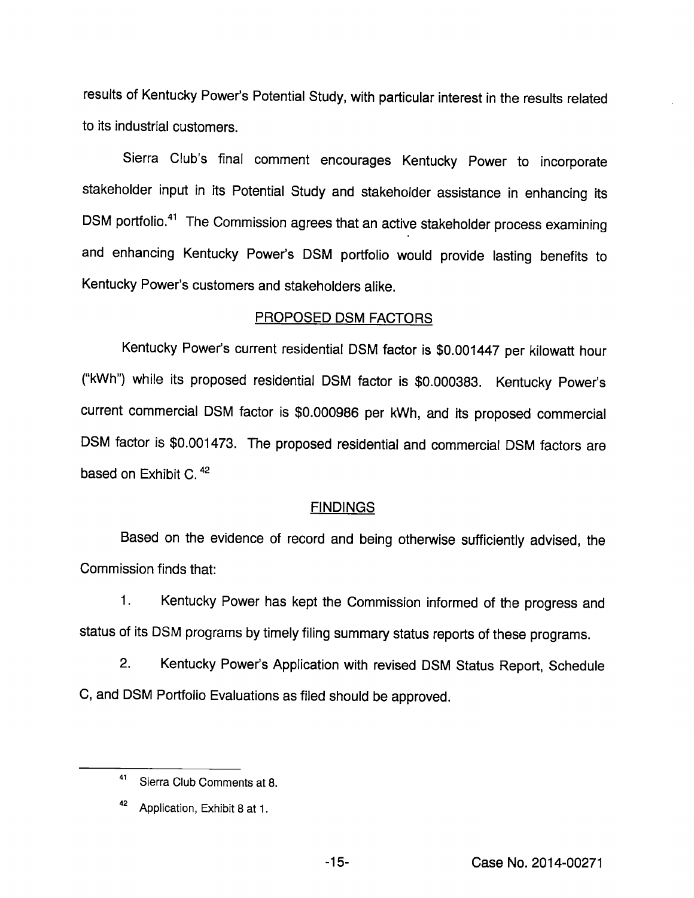results of Kentucky Power's Potential Study, with particular interest in the results related to its industrial customers.

Sierra Club's final comment encourages Kentucky Power to incorporate stakeholder input in its Potential Study and stakeholder assistance in enhancing its DSM portfolio.[41] The Commission agrees that an active stakeholder process examining and enhancing Kentucky Power's DSM portfolio would provide lasting benefits to Kentucky Power's customers and stakeholders alike.

## PROPOSED DSM FACTORS

Kentucky Power's current residential DSM factor is $0.001447 per kilowatt hour ("kWh") while its proposed residential DSM factor is $0.000383. Kentucky Power's current commercial DSM factor is $0.000986 per kWh, and its proposed commercial DSM factor is $0.001473. The proposed residential and commercial DSM factors are based on Exhibit C.[42]

## FINDINGS

Based on the evidence of record and being otherwise sufficiently advised, the Commission finds that:

1. Kentucky Power has kept the Commission informed of the progress and status of its DSM programs by timely filing summary status reports of these programs.

2. Kentucky Power's Application with revised DSM Status Report, Schedule C, and DSM Portfolio Evaluations as filed should be approved.

---

[41] Sierra Club Comments at 8.

[42] Application, Exhibit 8 at 1.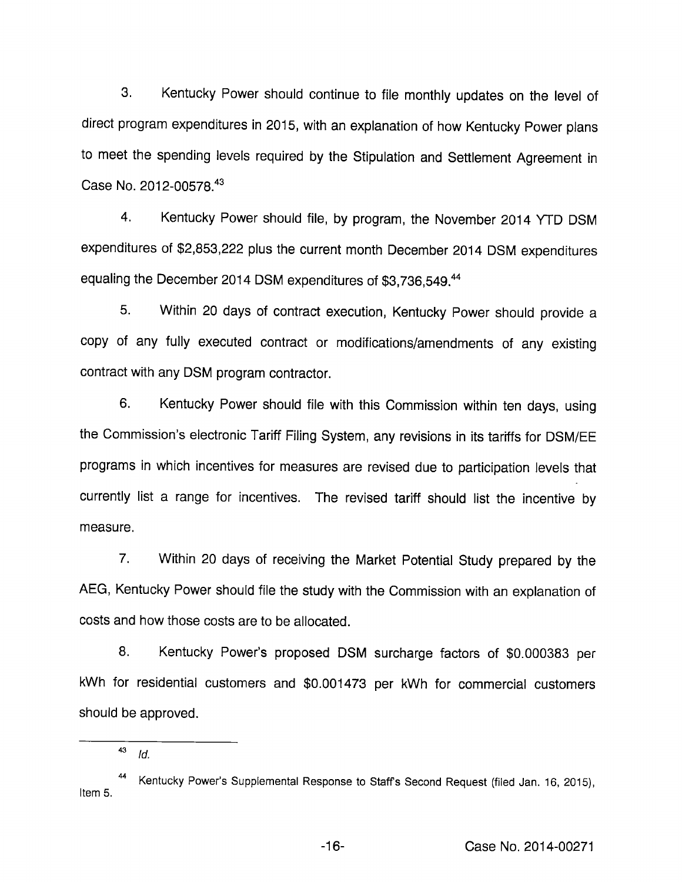3. Kentucky Power should continue to file monthly updates on the level of direct program expenditures in 2015, with an explanation of how Kentucky Power plans to meet the spending levels required by the Stipulation and Settlement Agreement in Case No. 2012-00578.[43]

4. Kentucky Power should file, by program, the November 2014 YTD DSM expenditures of $2,853,222 plus the current month December 2014 DSM expenditures equaling the December 2014 DSM expenditures of $3,736,549.[44]

5. Within 20 days of contract execution, Kentucky Power should provide a copy of any fully executed contract or modifications/amendments of any existing contract with any DSM program contractor.

6. Kentucky Power should file with this Commission within ten days, using the Commission's electronic Tariff Filing System, any revisions in its tariffs for DSM/EE programs in which incentives for measures are revised due to participation levels that currently list a range for incentives. The revised tariff should list the incentive by measure.

7. Within 20 days of receiving the Market Potential Study prepared by the AEG, Kentucky Power should file the study with the Commission with an explanation of costs and how those costs are to be allocated.

8. Kentucky Power's proposed DSM surcharge factors of $0.000383 per kWh for residential customers and $0.001473 per kWh for commercial customers should be approved.

---

[43] *Id.*

[44] Kentucky Power's Supplemental Response to Staff's Second Request (filed Jan. 16, 2015), Item 5.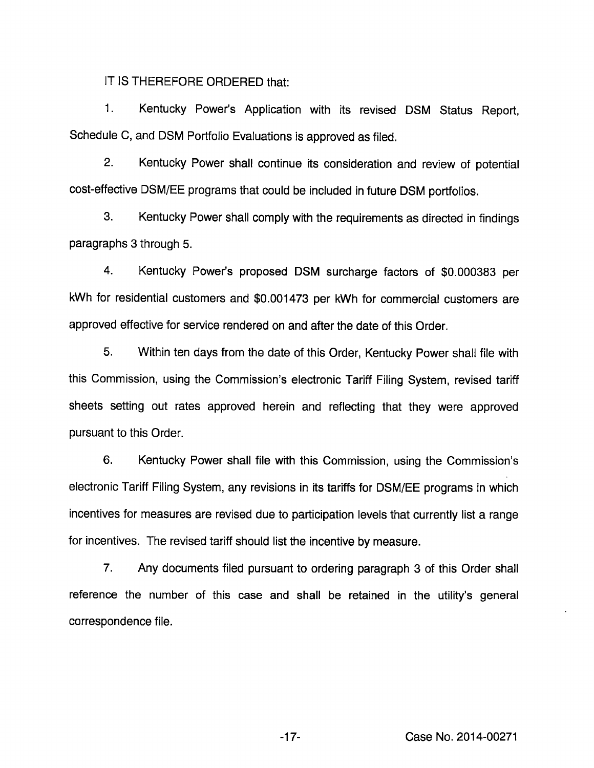IT IS THEREFORE ORDERED that:

1. Kentucky Power's Application with its revised DSM Status Report, Schedule C, and DSM Portfolio Evaluations is approved as filed.

2. Kentucky Power shall continue its consideration and review of potential cost-effective DSM/EE programs that could be included in future DSM portfolios.

3. Kentucky Power shall comply with the requirements as directed in findings paragraphs 3 through 5.

4. Kentucky Power's proposed DSM surcharge factors of $0.000383 per kWh for residential customers and $0.001473 per kWh for commercial customers are approved effective for service rendered on and after the date of this Order.

5. Within ten days from the date of this Order, Kentucky Power shall file with this Commission, using the Commission's electronic Tariff Filing System, revised tariff sheets setting out rates approved herein and reflecting that they were approved pursuant to this Order.

6. Kentucky Power shall file with this Commission, using the Commission's electronic Tariff Filing System, any revisions in its tariffs for DSM/EE programs in which incentives for measures are revised due to participation levels that currently list a range for incentives. The revised tariff should list the incentive by measure.

7. Any documents filed pursuant to ordering paragraph 3 of this Order shall reference the number of this case and shall be retained in the utility's general correspondence file.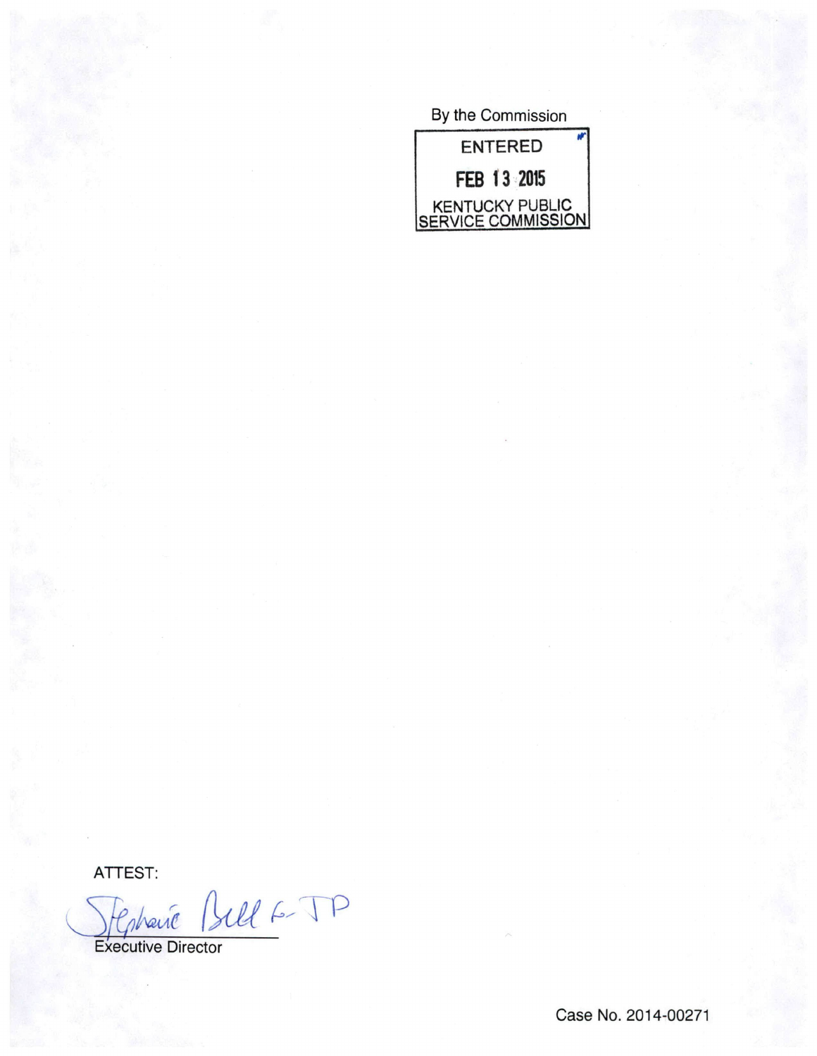By the Commission

ENTERED

FEB 13 2015

KENTUCKY PUBLIC SERVICE COMMISSION

ATTEST:

Executive Director

Case No. 2014-00271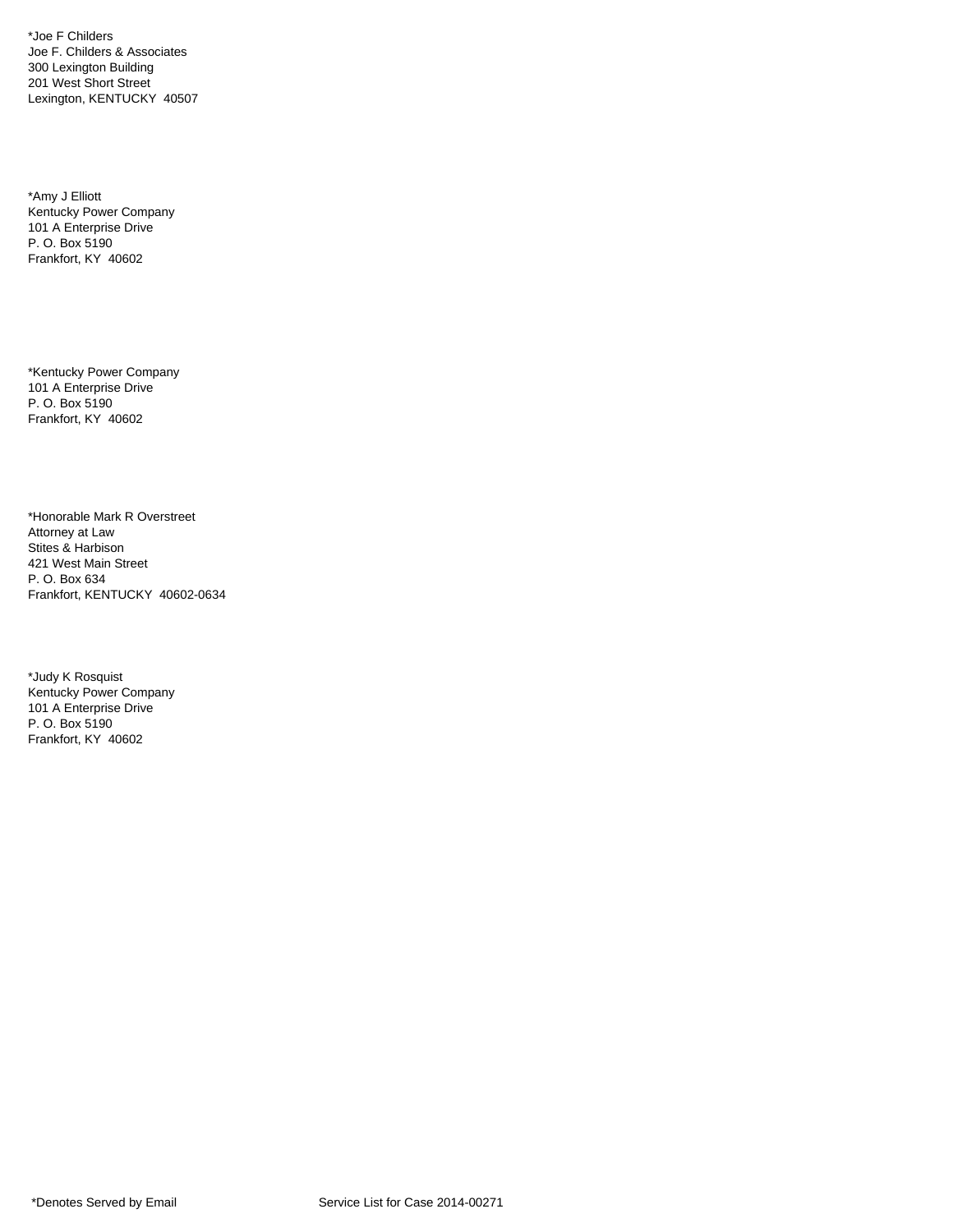*Joe F Childers
Joe F. Childers & Associates
300 Lexington Building
201 West Short Street
Lexington, KENTUCKY  40507

*Amy J Elliott
Kentucky Power Company
101 A Enterprise Drive
P. O. Box 5190
Frankfort, KY  40602

*Kentucky Power Company
101 A Enterprise Drive
P. O. Box 5190
Frankfort, KY  40602

*Honorable Mark R Overstreet
Attorney at Law
Stites & Harbison
421 West Main Street
P. O. Box 634
Frankfort, KENTUCKY  40602-0634

*Judy K Rosquist
Kentucky Power Company
101 A Enterprise Drive
P. O. Box 5190
Frankfort, KY  40602

*Denotes Served by Email

Service List for Case 2014-00271